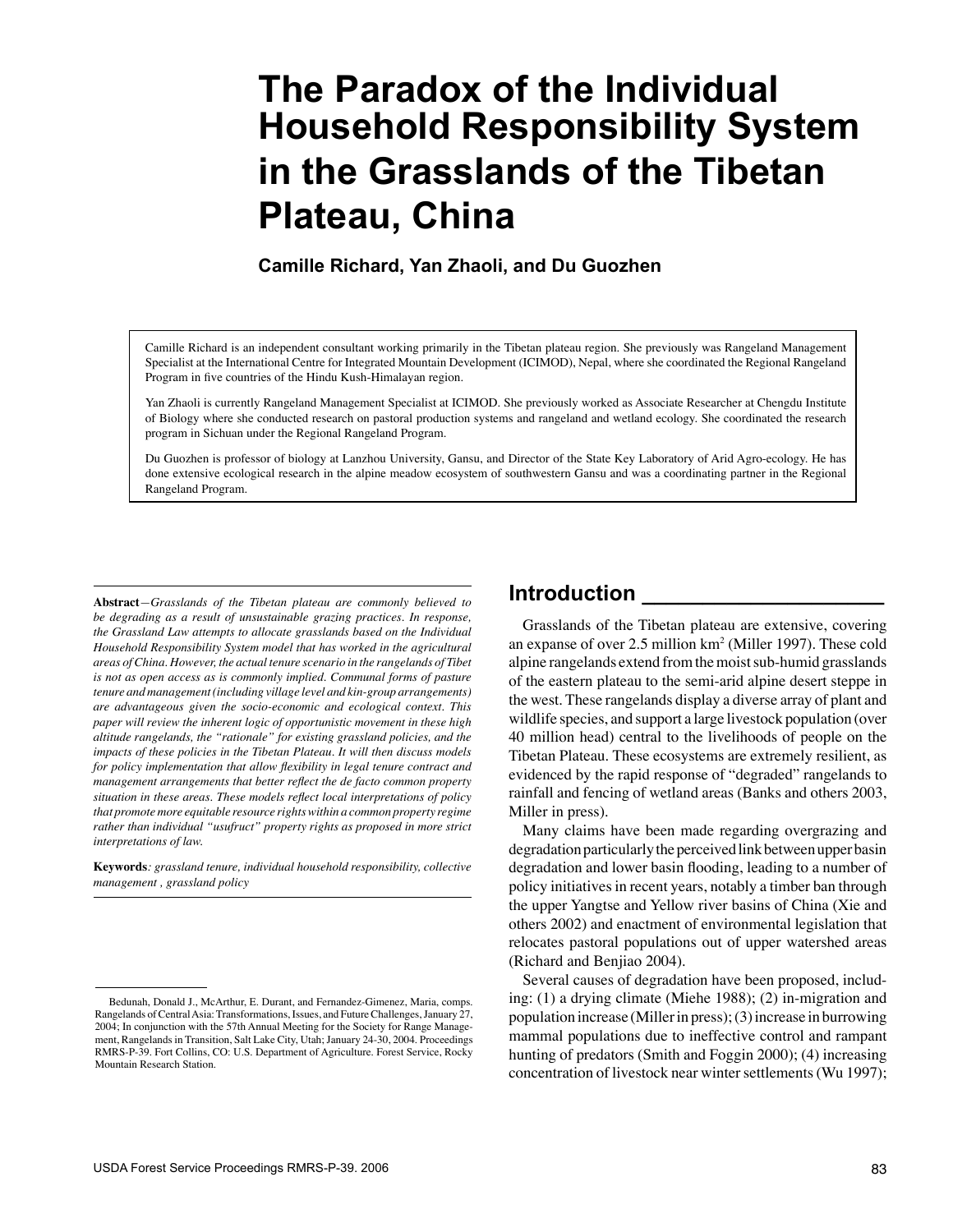# The Paradox of the Individual Household Responsibility System in the Grasslands of the Tibetan Plateau, China

**Camille Richard, Yan Zhaoli, and Du Guozhen**

Camille Richard is an independent consultant working primarily in the Tibetan plateau region. She previously was Rangeland Management Specialist at the International Centre for Integrated Mountain Development (ICIMOD), Nepal, where she coordinated the Regional Rangeland Program in five countries of the Hindu Kush-Himalayan region.

Yan Zhaoli is currently Rangeland Management Specialist at ICIMOD. She previously worked as Associate Researcher at Chengdu Institute of Biology where she conducted research on pastoral production systems and rangeland and wetland ecology. She coordinated the research program in Sichuan under the Regional Rangeland Program.

Du Guozhen is professor of biology at Lanzhou University, Gansu, and Director of the State Key Laboratory of Arid Agro-ecology. He has done extensive ecological research in the alpine meadow ecosystem of southwestern Gansu and was a coordinating partner in the Regional Rangeland Program.

**Abstract**—*Grasslands of the Tibetan plateau are commonly believed to be degrading as a result of unsustainable grazing practices. In response, the Grassland Law attempts to allocate grasslands based on the Individual Household Responsibility System model that has worked in the agricultural areas of China. However, the actual tenure scenario in the rangelands of Tibet is not as open access as is commonly implied. Communal forms of pasture tenure and management (including village level and kin-group arrangements) are advantageous given the socio-economic and ecological context. This paper will review the inherent logic of opportunistic movement in these high altitude rangelands, the "rationale" for existing grassland policies, and the impacts of these policies in the Tibetan Plateau. It will then discuss models for policy implementation that allow flexibility in legal tenure contract and management arrangements that better reflect the de facto common property situation in these areas. These models reflect local interpretations of policy that promote more equitable resource rights within a common property regime rather than individual "usufruct" property rights as proposed in more strict interpretations of law.*

**Keywords**: *grassland tenure, individual household responsibility, collective management , grassland policy*

Bedunah, Donald J., McArthur, E. Durant, and Fernandez-Gimenez, Maria, comps. Rangelands of Central Asia: Transformations, Issues, and Future Challenges, January 27, 2004; In conjunction with the 57th Annual Meeting for the Society for Range Management, Rangelands in Transition, Salt Lake City, Utah; January 24-30, 2004. Proceedings RMRS-P-39. Fort Collins, CO: U.S. Department of Agriculture. Forest Service, Rocky Mountain Research Station.

## Introduction

Grasslands of the Tibetan plateau are extensive, covering an expanse of over 2.5 million km$^2$ (Miller 1997). These cold alpine rangelands extend from the moist sub-humid grasslands of the eastern plateau to the semi-arid alpine desert steppe in the west. These rangelands display a diverse array of plant and wildlife species, and support a large livestock population (over 40 million head) central to the livelihoods of people on the Tibetan Plateau. These ecosystems are extremely resilient, as evidenced by the rapid response of "degraded" rangelands to rainfall and fencing of wetland areas (Banks and others 2003, Miller in press).

Many claims have been made regarding overgrazing and degradation particularly the perceived link between upper basin degradation and lower basin flooding, leading to a number of policy initiatives in recent years, notably a timber ban through the upper Yangtse and Yellow river basins of China (Xie and others 2002) and enactment of environmental legislation that relocates pastoral populations out of upper watershed areas (Richard and Benjiao 2004).

Several causes of degradation have been proposed, including: (1) a drying climate (Miehe 1988); (2) in-migration and population increase (Miller in press); (3) increase in burrowing mammal populations due to ineffective control and rampant hunting of predators (Smith and Foggin 2000); (4) increasing concentration of livestock near winter settlements (Wu 1997);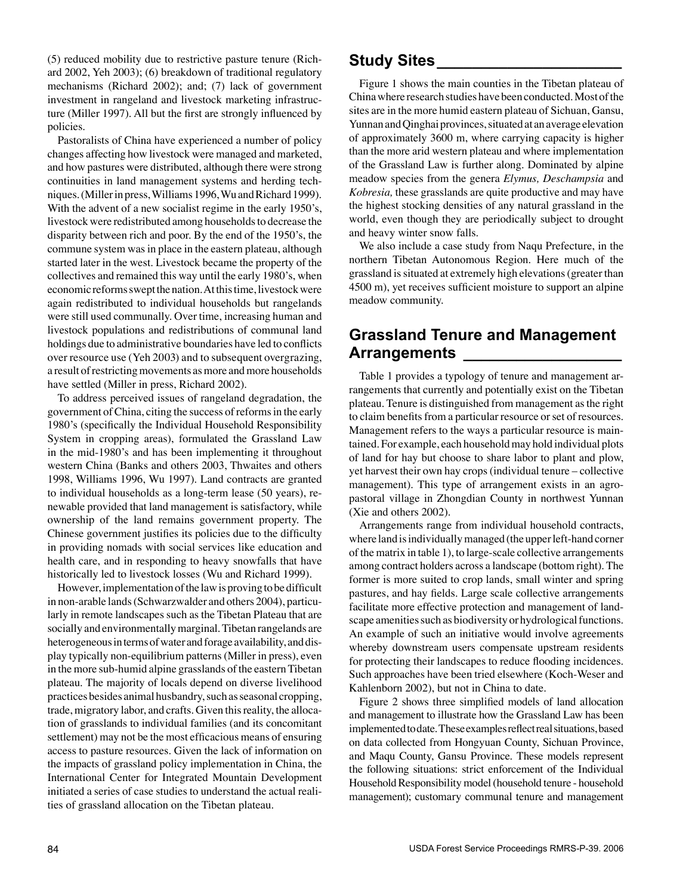(5) reduced mobility due to restrictive pasture tenure (Richard 2002, Yeh 2003); (6) breakdown of traditional regulatory mechanisms (Richard 2002); and; (7) lack of government investment in rangeland and livestock marketing infrastructure (Miller 1997). All but the first are strongly influenced by policies.

Pastoralists of China have experienced a number of policy changes affecting how livestock were managed and marketed, and how pastures were distributed, although there were strong continuities in land management systems and herding techniques. (Miller in press, Williams 1996, Wu and Richard 1999). With the advent of a new socialist regime in the early 1950's, livestock were redistributed among households to decrease the disparity between rich and poor. By the end of the 1950's, the commune system was in place in the eastern plateau, although started later in the west. Livestock became the property of the collectives and remained this way until the early 1980's, when economic reforms swept the nation. At this time, livestock were again redistributed to individual households but rangelands were still used communally. Over time, increasing human and livestock populations and redistributions of communal land holdings due to administrative boundaries have led to conflicts over resource use (Yeh 2003) and to subsequent overgrazing, a result of restricting movements as more and more households have settled (Miller in press, Richard 2002).

To address perceived issues of rangeland degradation, the government of China, citing the success of reforms in the early 1980's (specifically the Individual Household Responsibility System in cropping areas), formulated the Grassland Law in the mid-1980's and has been implementing it throughout western China (Banks and others 2003, Thwaites and others 1998, Williams 1996, Wu 1997). Land contracts are granted to individual households as a long-term lease (50 years), renewable provided that land management is satisfactory, while ownership of the land remains government property. The Chinese government justifies its policies due to the difficulty in providing nomads with social services like education and health care, and in responding to heavy snowfalls that have historically led to livestock losses (Wu and Richard 1999).

However, implementation of the law is proving to be difficult in non-arable lands (Schwarzwalder and others 2004), particularly in remote landscapes such as the Tibetan Plateau that are socially and environmentally marginal. Tibetan rangelands are heterogeneous in terms of water and forage availability, and display typically non-equilibrium patterns (Miller in press), even in the more sub-humid alpine grasslands of the eastern Tibetan plateau. The majority of locals depend on diverse livelihood practices besides animal husbandry, such as seasonal cropping, trade, migratory labor, and crafts. Given this reality, the allocation of grasslands to individual families (and its concomitant settlement) may not be the most efficacious means of ensuring access to pasture resources. Given the lack of information on the impacts of grassland policy implementation in China, the International Center for Integrated Mountain Development initiated a series of case studies to understand the actual realities of grassland allocation on the Tibetan plateau.

## Study Sites

Figure 1 shows the main counties in the Tibetan plateau of China where research studies have been conducted. Most of the sites are in the more humid eastern plateau of Sichuan, Gansu, Yunnan and Qinghai provinces, situated at an average elevation of approximately 3600 m, where carrying capacity is higher than the more arid western plateau and where implementation of the Grassland Law is further along. Dominated by alpine meadow species from the genera *Elymus, Deschampsia* and *Kobresia,* these grasslands are quite productive and may have the highest stocking densities of any natural grassland in the world, even though they are periodically subject to drought and heavy winter snow falls.

We also include a case study from Naqu Prefecture, in the northern Tibetan Autonomous Region. Here much of the grassland is situated at extremely high elevations (greater than 4500 m), yet receives sufficient moisture to support an alpine meadow community.

## Grassland Tenure and Management Arrangements

Table 1 provides a typology of tenure and management arrangements that currently and potentially exist on the Tibetan plateau. Tenure is distinguished from management as the right to claim benefits from a particular resource or set of resources. Management refers to the ways a particular resource is maintained. For example, each household may hold individual plots of land for hay but choose to share labor to plant and plow, yet harvest their own hay crops (individual tenure – collective management). This type of arrangement exists in an agro-pastoral village in Zhongdian County in northwest Yunnan (Xie and others 2002).

Arrangements range from individual household contracts, where land is individually managed (the upper left-hand corner of the matrix in table 1), to large-scale collective arrangements among contract holders across a landscape (bottom right). The former is more suited to crop lands, small winter and spring pastures, and hay fields. Large scale collective arrangements facilitate more effective protection and management of landscape amenities such as biodiversity or hydrological functions. An example of such an initiative would involve agreements whereby downstream users compensate upstream residents for protecting their landscapes to reduce flooding incidences. Such approaches have been tried elsewhere (Koch-Weser and Kahlenborn 2002), but not in China to date.

Figure 2 shows three simplified models of land allocation and management to illustrate how the Grassland Law has been implemented to date. These examples reflect real situations, based on data collected from Hongyuan County, Sichuan Province, and Maqu County, Gansu Province. These models represent the following situations: strict enforcement of the Individual Household Responsibility model (household tenure - household management); customary communal tenure and management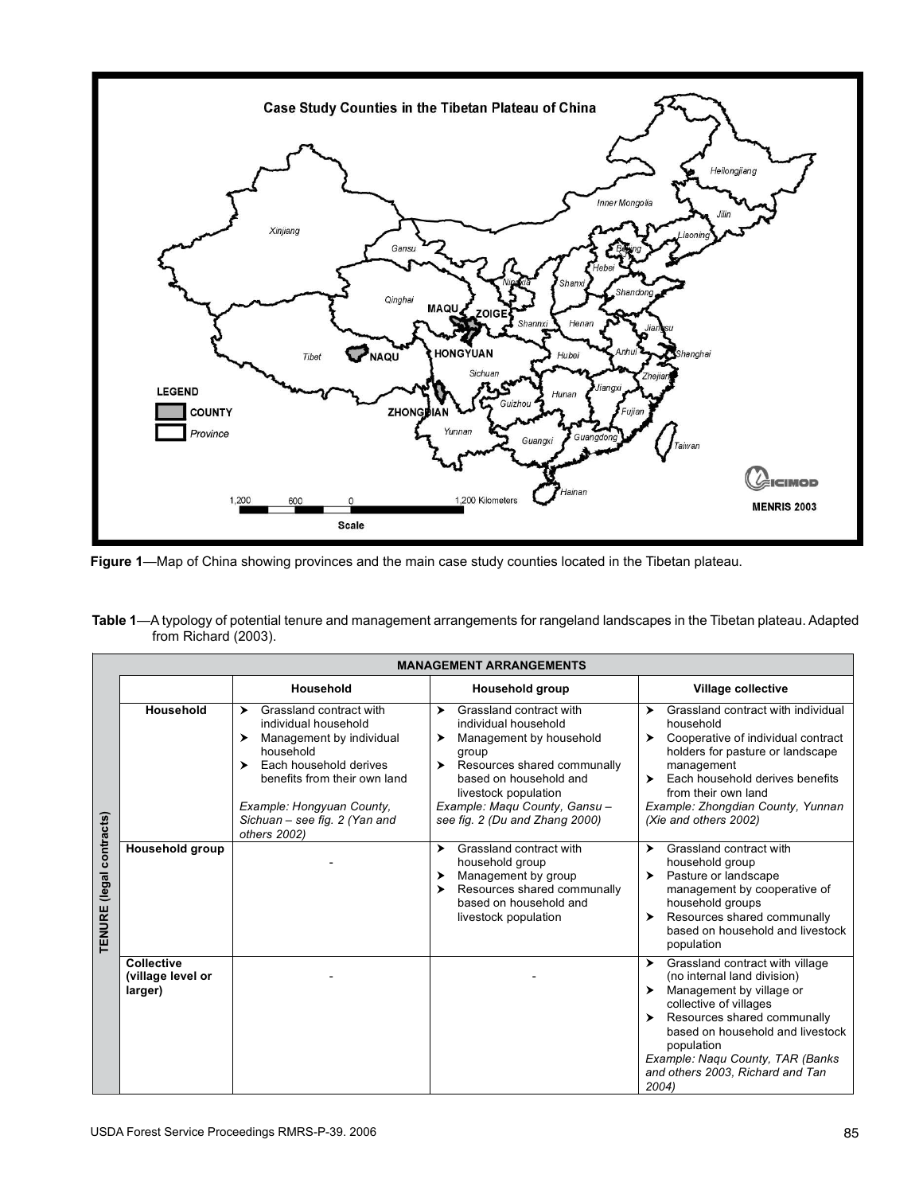**Figure 1**—Map of China showing provinces and the main case study counties located in the Tibetan plateau.

**Table 1**—A typology of potential tenure and management arrangements for rangeland landscapes in the Tibetan plateau. Adapted from Richard (2003).

| TENURE (legal contracts) | MANAGEMENT ARRANGEMENTS | | |
|---|---|---|---|
| | **Household** | **Household group** | **Village collective** |
| **Household** | ➤ Grassland contract with individual household<br>➤ Management by individual household<br>➤ Each household derives benefits from their own land<br>*Example: Hongyuan County, Sichuan – see fig. 2 (Yan and others 2002)* | ➤ Grassland contract with individual household<br>➤ Management by household group<br>➤ Resources shared communally based on household and livestock population<br>*Example: Maqu County, Gansu – see fig. 2 (Du and Zhang 2000)* | ➤ Grassland contract with individual household<br>➤ Cooperative of individual contract holders for pasture or landscape management<br>➤ Each household derives benefits from their own land<br>*Example: Zhongdian County, Yunnan (Xie and others 2002)* |
| **Household group** | - | ➤ Grassland contract with household group<br>➤ Management by group<br>➤ Resources shared communally based on household and livestock population | ➤ Grassland contract with household group<br>➤ Pasture or landscape management by cooperative of household groups<br>➤ Resources shared communally based on household and livestock population |
| **Collective (village level or larger)** | - | - | ➤ Grassland contract with village (no internal land division)<br>➤ Management by village or collective of villages<br>➤ Resources shared communally based on household and livestock population<br>*Example: Naqu County, TAR (Banks and others 2003, Richard and Tan 2004)* |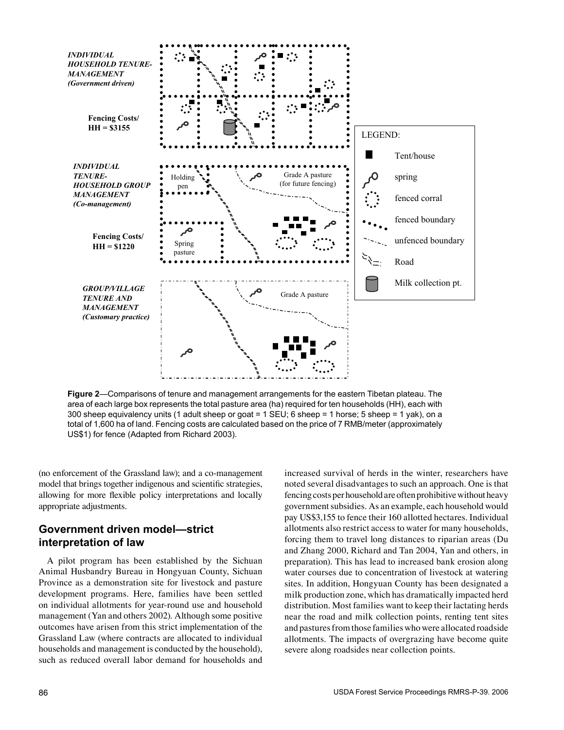INDIVIDUAL HOUSEHOLD TENURE-MANAGEMENT (Government driven)

Fencing Costs/ HH = $3155

INDIVIDUAL TENURE-HOUSEHOLD GROUP MANAGEMENT (Co-management)

Fencing Costs/ HH = $1220

GROUP/VILLAGE TENURE AND MANAGEMENT (Customary practice)

Holding pen

Grade A pasture (for future fencing)

Spring pasture

Grade A pasture

LEGEND: Tent/house; spring; fenced corral; fenced boundary; unfenced boundary; Road; Milk collection pt.

**Figure 2**—Comparisons of tenure and management arrangements for the eastern Tibetan plateau. The area of each large box represents the total pasture area (ha) required for ten households (HH), each with 300 sheep equivalency units (1 adult sheep or goat = 1 SEU; 6 sheep = 1 horse; 5 sheep = 1 yak), on a total of 1,600 ha of land. Fencing costs are calculated based on the price of 7 RMB/meter (approximately US$1) for fence (Adapted from Richard 2003).

(no enforcement of the Grassland law); and a co-management model that brings together indigenous and scientific strategies, allowing for more flexible policy interpretations and locally appropriate adjustments.

## Government driven model—strict interpretation of law

A pilot program has been established by the Sichuan Animal Husbandry Bureau in Hongyuan County, Sichuan Province as a demonstration site for livestock and pasture development programs. Here, families have been settled on individual allotments for year-round use and household management (Yan and others 2002). Although some positive outcomes have arisen from this strict implementation of the Grassland Law (where contracts are allocated to individual households and management is conducted by the household), such as reduced overall labor demand for households and increased survival of herds in the winter, researchers have noted several disadvantages to such an approach. One is that fencing costs per household are often prohibitive without heavy government subsidies. As an example, each household would pay US$3,155 to fence their 160 allotted hectares. Individual allotments also restrict access to water for many households, forcing them to travel long distances to riparian areas (Du and Zhang 2000, Richard and Tan 2004, Yan and others, in preparation). This has lead to increased bank erosion along water courses due to concentration of livestock at watering sites. In addition, Hongyuan County has been designated a milk production zone, which has dramatically impacted herd distribution. Most families want to keep their lactating herds near the road and milk collection points, renting tent sites and pastures from those families who were allocated roadside allotments. The impacts of overgrazing have become quite severe along roadsides near collection points.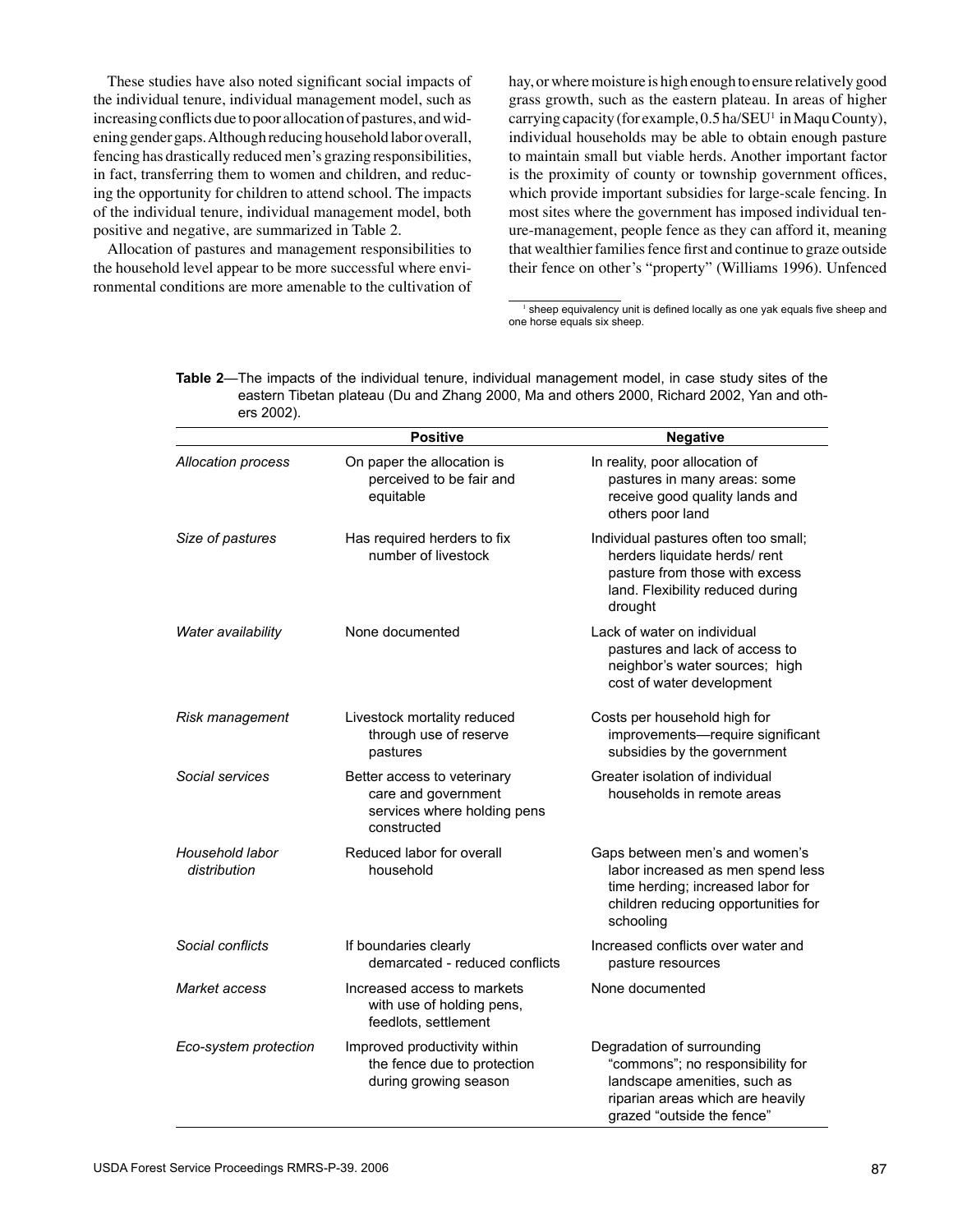These studies have also noted significant social impacts of the individual tenure, individual management model, such as increasing conflicts due to poor allocation of pastures, and widening gender gaps. Although reducing household labor overall, fencing has drastically reduced men's grazing responsibilities, in fact, transferring them to women and children, and reducing the opportunity for children to attend school. The impacts of the individual tenure, individual management model, both positive and negative, are summarized in Table 2.

Allocation of pastures and management responsibilities to the household level appear to be more successful where environmental conditions are more amenable to the cultivation of hay, or where moisture is high enough to ensure relatively good grass growth, such as the eastern plateau. In areas of higher carrying capacity (for example, 0.5 ha/SEU[1] in Maqu County), individual households may be able to obtain enough pasture to maintain small but viable herds. Another important factor is the proximity of county or township government offices, which provide important subsidies for large-scale fencing. In most sites where the government has imposed individual tenure-management, people fence as they can afford it, meaning that wealthier families fence first and continue to graze outside their fence on other's "property" (Williams 1996). Unfenced

[1] sheep equivalency unit is defined locally as one yak equals five sheep and one horse equals six sheep.

**Table 2**—The impacts of the individual tenure, individual management model, in case study sites of the eastern Tibetan plateau (Du and Zhang 2000, Ma and others 2000, Richard 2002, Yan and others 2002).

| | **Positive** | **Negative** |
|---|---|---|
| *Allocation process* | On paper the allocation is perceived to be fair and equitable | In reality, poor allocation of pastures in many areas: some receive good quality lands and others poor land |
| *Size of pastures* | Has required herders to fix number of livestock | Individual pastures often too small; herders liquidate herds/ rent pasture from those with excess land. Flexibility reduced during drought |
| *Water availability* | None documented | Lack of water on individual pastures and lack of access to neighbor's water sources; high cost of water development |
| *Risk management* | Livestock mortality reduced through use of reserve pastures | Costs per household high for improvements—require significant subsidies by the government |
| *Social services* | Better access to veterinary care and government services where holding pens constructed | Greater isolation of individual households in remote areas |
| *Household labor distribution* | Reduced labor for overall household | Gaps between men's and women's labor increased as men spend less time herding; increased labor for children reducing opportunities for schooling |
| *Social conflicts* | If boundaries clearly demarcated - reduced conflicts | Increased conflicts over water and pasture resources |
| *Market access* | Increased access to markets with use of holding pens, feedlots, settlement | None documented |
| *Eco-system protection* | Improved productivity within the fence due to protection during growing season | Degradation of surrounding "commons"; no responsibility for landscape amenities, such as riparian areas which are heavily grazed "outside the fence" |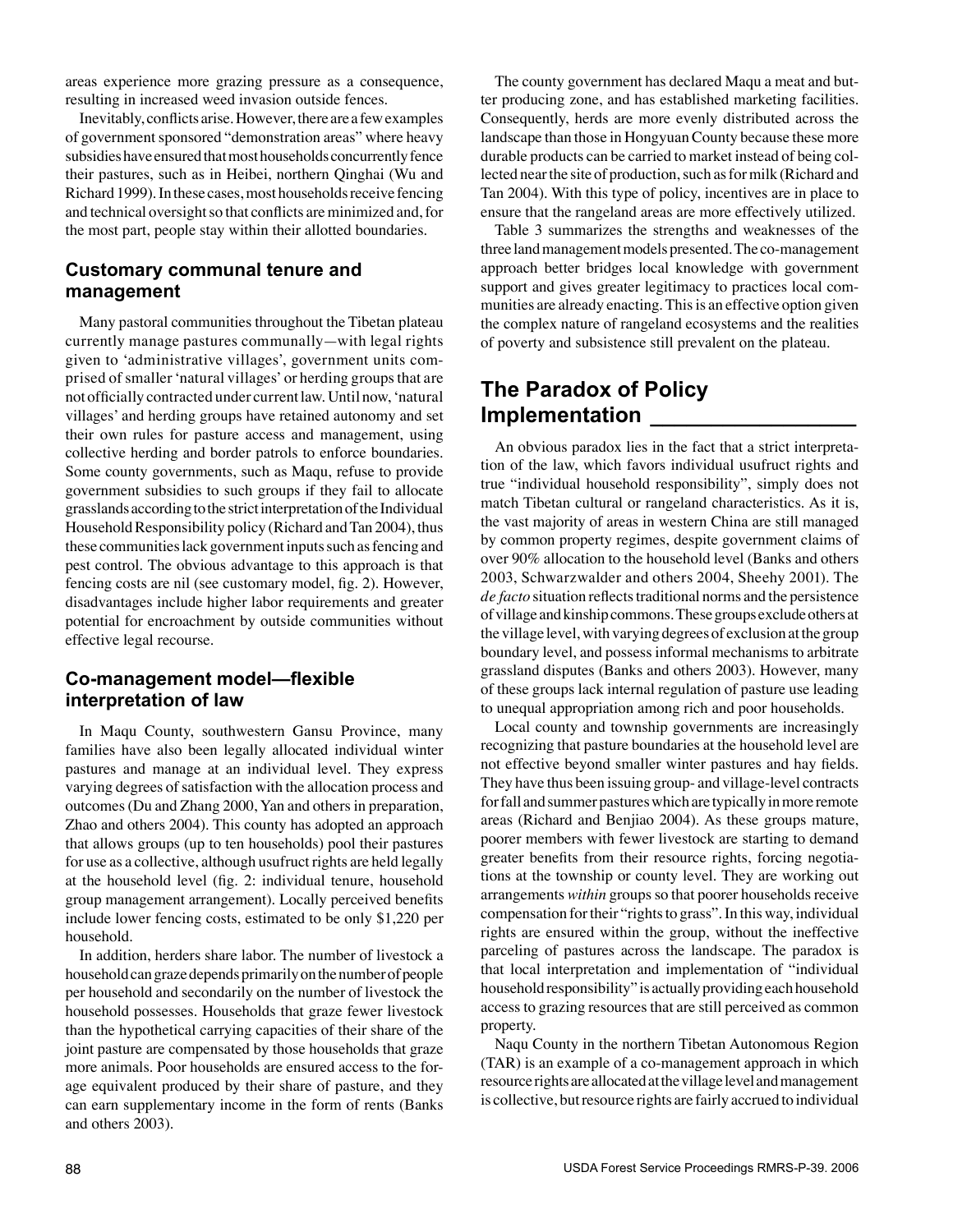areas experience more grazing pressure as a consequence, resulting in increased weed invasion outside fences.

Inevitably, conflicts arise. However, there are a few examples of government sponsored "demonstration areas" where heavy subsidies have ensured that most households concurrently fence their pastures, such as in Heibei, northern Qinghai (Wu and Richard 1999). In these cases, most households receive fencing and technical oversight so that conflicts are minimized and, for the most part, people stay within their allotted boundaries.

### Customary communal tenure and management

Many pastoral communities throughout the Tibetan plateau currently manage pastures communally—with legal rights given to 'administrative villages', government units comprised of smaller 'natural villages' or herding groups that are not officially contracted under current law. Until now, 'natural villages' and herding groups have retained autonomy and set their own rules for pasture access and management, using collective herding and border patrols to enforce boundaries. Some county governments, such as Maqu, refuse to provide government subsidies to such groups if they fail to allocate grasslands according to the strict interpretation of the Individual Household Responsibility policy (Richard and Tan 2004), thus these communities lack government inputs such as fencing and pest control. The obvious advantage to this approach is that fencing costs are nil (see customary model, fig. 2). However, disadvantages include higher labor requirements and greater potential for encroachment by outside communities without effective legal recourse.

### Co-management model—flexible interpretation of law

In Maqu County, southwestern Gansu Province, many families have also been legally allocated individual winter pastures and manage at an individual level. They express varying degrees of satisfaction with the allocation process and outcomes (Du and Zhang 2000, Yan and others in preparation, Zhao and others 2004). This county has adopted an approach that allows groups (up to ten households) pool their pastures for use as a collective, although usufruct rights are held legally at the household level (fig. 2: individual tenure, household group management arrangement). Locally perceived benefits include lower fencing costs, estimated to be only $1,220 per household.

In addition, herders share labor. The number of livestock a household can graze depends primarily on the number of people per household and secondarily on the number of livestock the household possesses. Households that graze fewer livestock than the hypothetical carrying capacities of their share of the joint pasture are compensated by those households that graze more animals. Poor households are ensured access to the forage equivalent produced by their share of pasture, and they can earn supplementary income in the form of rents (Banks and others 2003).

The county government has declared Maqu a meat and butter producing zone, and has established marketing facilities. Consequently, herds are more evenly distributed across the landscape than those in Hongyuan County because these more durable products can be carried to market instead of being collected near the site of production, such as for milk (Richard and Tan 2004). With this type of policy, incentives are in place to ensure that the rangeland areas are more effectively utilized.

Table 3 summarizes the strengths and weaknesses of the three land management models presented. The co-management approach better bridges local knowledge with government support and gives greater legitimacy to practices local communities are already enacting. This is an effective option given the complex nature of rangeland ecosystems and the realities of poverty and subsistence still prevalent on the plateau.

## The Paradox of Policy Implementation

An obvious paradox lies in the fact that a strict interpretation of the law, which favors individual usufruct rights and true "individual household responsibility", simply does not match Tibetan cultural or rangeland characteristics. As it is, the vast majority of areas in western China are still managed by common property regimes, despite government claims of over 90% allocation to the household level (Banks and others 2003, Schwarzwalder and others 2004, Sheehy 2001). The *de facto* situation reflects traditional norms and the persistence of village and kinship commons. These groups exclude others at the village level, with varying degrees of exclusion at the group boundary level, and possess informal mechanisms to arbitrate grassland disputes (Banks and others 2003). However, many of these groups lack internal regulation of pasture use leading to unequal appropriation among rich and poor households.

Local county and township governments are increasingly recognizing that pasture boundaries at the household level are not effective beyond smaller winter pastures and hay fields. They have thus been issuing group- and village-level contracts for fall and summer pastures which are typically in more remote areas (Richard and Benjiao 2004). As these groups mature, poorer members with fewer livestock are starting to demand greater benefits from their resource rights, forcing negotiations at the township or county level. They are working out arrangements *within* groups so that poorer households receive compensation for their "rights to grass". In this way, individual rights are ensured within the group, without the ineffective parceling of pastures across the landscape. The paradox is that local interpretation and implementation of "individual household responsibility" is actually providing each household access to grazing resources that are still perceived as common property.

Naqu County in the northern Tibetan Autonomous Region (TAR) is an example of a co-management approach in which resource rights are allocated at the village level and management is collective, but resource rights are fairly accrued to individual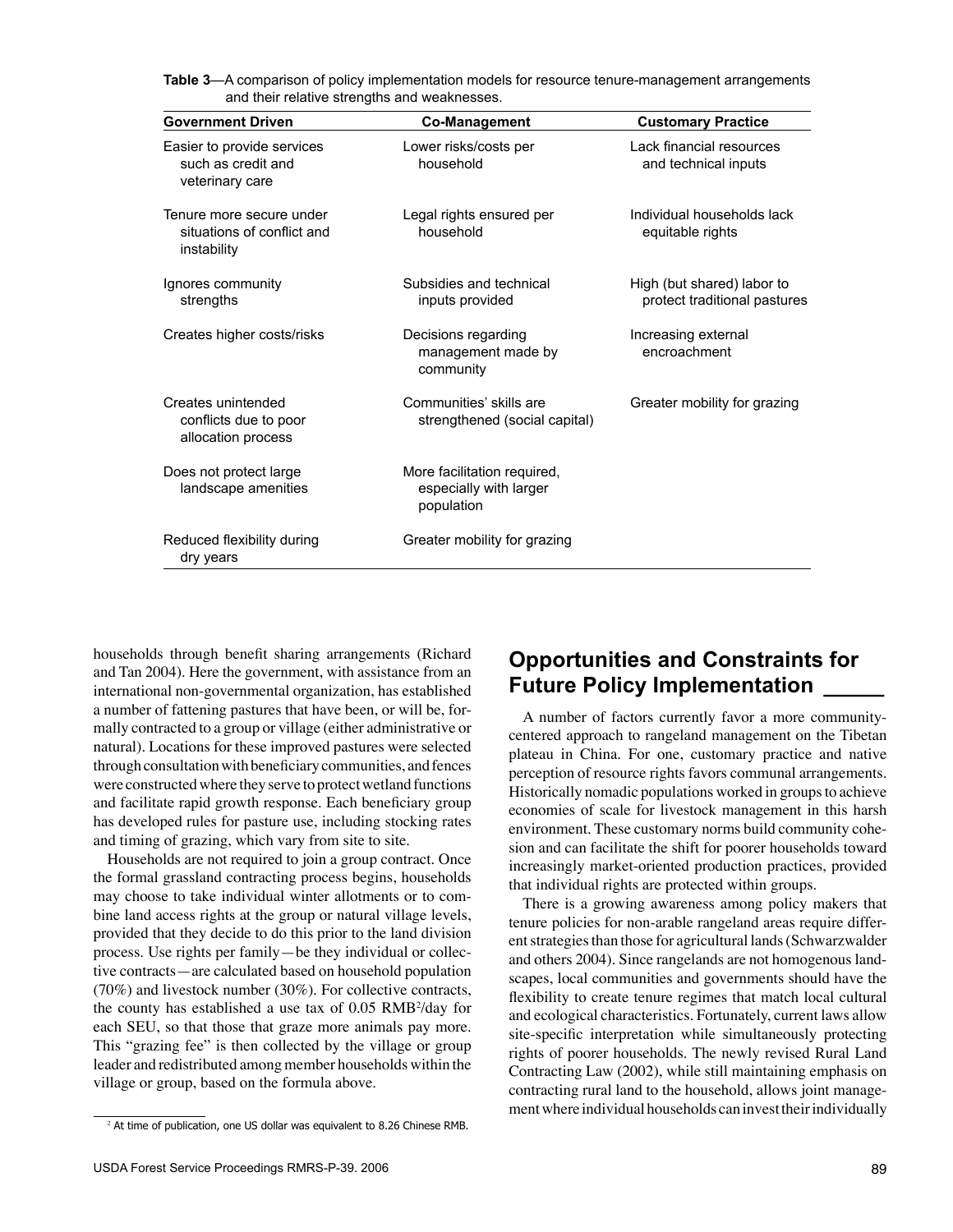**Table 3**—A comparison of policy implementation models for resource tenure-management arrangements and their relative strengths and weaknesses.

| Government Driven | Co-Management | Customary Practice |
|---|---|---|
| Easier to provide services such as credit and veterinary care | Lower risks/costs per household | Lack financial resources and technical inputs |
| Tenure more secure under situations of conflict and instability | Legal rights ensured per household | Individual households lack equitable rights |
| Ignores community strengths | Subsidies and technical inputs provided | High (but shared) labor to protect traditional pastures |
| Creates higher costs/risks | Decisions regarding management made by community | Increasing external encroachment |
| Creates unintended conflicts due to poor allocation process | Communities' skills are strengthened (social capital) | Greater mobility for grazing |
| Does not protect large landscape amenities | More facilitation required, especially with larger population | |
| Reduced flexibility during dry years | Greater mobility for grazing | |

households through benefit sharing arrangements (Richard and Tan 2004). Here the government, with assistance from an international non-governmental organization, has established a number of fattening pastures that have been, or will be, formally contracted to a group or village (either administrative or natural). Locations for these improved pastures were selected through consultation with beneficiary communities, and fences were constructed where they serve to protect wetland functions and facilitate rapid growth response. Each beneficiary group has developed rules for pasture use, including stocking rates and timing of grazing, which vary from site to site.

Households are not required to join a group contract. Once the formal grassland contracting process begins, households may choose to take individual winter allotments or to combine land access rights at the group or natural village levels, provided that they decide to do this prior to the land division process. Use rights per family—be they individual or collective contracts—are calculated based on household population (70%) and livestock number (30%). For collective contracts, the county has established a use tax of 0.05 RMB[2]/day for each SEU, so that those that graze more animals pay more. This "grazing fee" is then collected by the village or group leader and redistributed among member households within the village or group, based on the formula above.

[2] At time of publication, one US dollar was equivalent to 8.26 Chinese RMB.

## Opportunities and Constraints for Future Policy Implementation

A number of factors currently favor a more community-centered approach to rangeland management on the Tibetan plateau in China. For one, customary practice and native perception of resource rights favors communal arrangements. Historically nomadic populations worked in groups to achieve economies of scale for livestock management in this harsh environment. These customary norms build community cohesion and can facilitate the shift for poorer households toward increasingly market-oriented production practices, provided that individual rights are protected within groups.

There is a growing awareness among policy makers that tenure policies for non-arable rangeland areas require different strategies than those for agricultural lands (Schwarzwalder and others 2004). Since rangelands are not homogenous landscapes, local communities and governments should have the flexibility to create tenure regimes that match local cultural and ecological characteristics. Fortunately, current laws allow site-specific interpretation while simultaneously protecting rights of poorer households. The newly revised Rural Land Contracting Law (2002), while still maintaining emphasis on contracting rural land to the household, allows joint management where individual households can invest their individually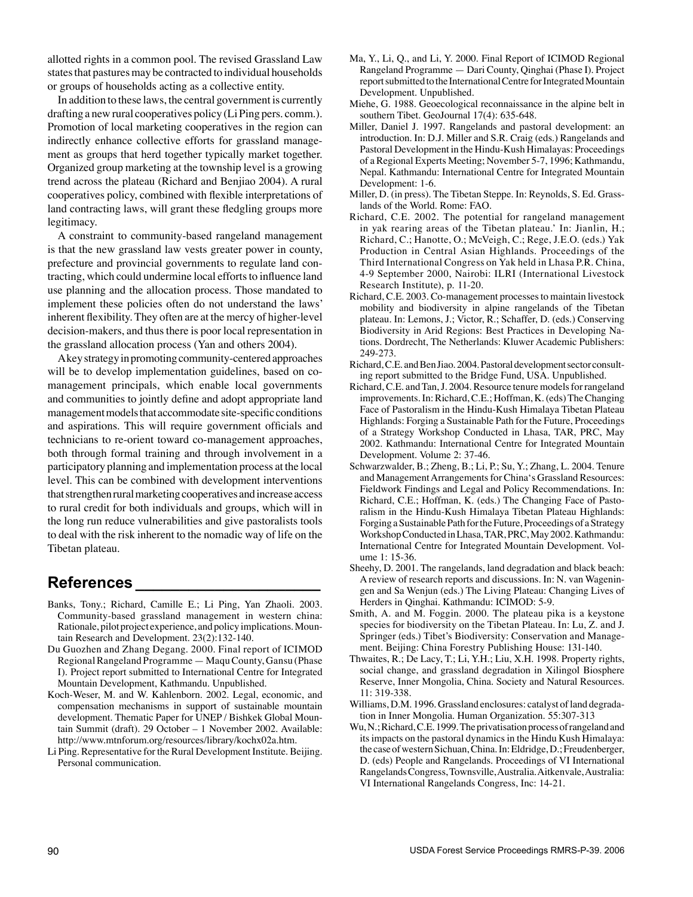allotted rights in a common pool. The revised Grassland Law states that pastures may be contracted to individual households or groups of households acting as a collective entity.

In addition to these laws, the central government is currently drafting a new rural cooperatives policy (Li Ping pers. comm.). Promotion of local marketing cooperatives in the region can indirectly enhance collective efforts for grassland management as groups that herd together typically market together. Organized group marketing at the township level is a growing trend across the plateau (Richard and Benjiao 2004). A rural cooperatives policy, combined with flexible interpretations of land contracting laws, will grant these fledgling groups more legitimacy.

A constraint to community-based rangeland management is that the new grassland law vests greater power in county, prefecture and provincial governments to regulate land contracting, which could undermine local efforts to influence land use planning and the allocation process. Those mandated to implement these policies often do not understand the laws' inherent flexibility. They often are at the mercy of higher-level decision-makers, and thus there is poor local representation in the grassland allocation process (Yan and others 2004).

A key strategy in promoting community-centered approaches will be to develop implementation guidelines, based on co-management principals, which enable local governments and communities to jointly define and adopt appropriate land management models that accommodate site-specific conditions and aspirations. This will require government officials and technicians to re-orient toward co-management approaches, both through formal training and through involvement in a participatory planning and implementation process at the local level. This can be combined with development interventions that strengthen rural marketing cooperatives and increase access to rural credit for both individuals and groups, which will in the long run reduce vulnerabilities and give pastoralists tools to deal with the risk inherent to the nomadic way of life on the Tibetan plateau.

## References

Banks, Tony.; Richard, Camille E.; Li Ping, Yan Zhaoli. 2003. Community-based grassland management in western china: Rationale, pilot project experience, and policy implications. Mountain Research and Development. 23(2):132-140.

Du Guozhen and Zhang Degang. 2000. Final report of ICIMOD Regional Rangeland Programme — Maqu County, Gansu (Phase I). Project report submitted to International Centre for Integrated Mountain Development, Kathmandu. Unpublished.

Koch-Weser, M. and W. Kahlenborn. 2002. Legal, economic, and compensation mechanisms in support of sustainable mountain development. Thematic Paper for UNEP / Bishkek Global Mountain Summit (draft). 29 October – 1 November 2002. Available: http://www.mtnforum.org/resources/library/kochx02a.htm.

Li Ping. Representative for the Rural Development Institute. Beijing. Personal communication.

Ma, Y., Li, Q., and Li, Y. 2000. Final Report of ICIMOD Regional Rangeland Programme — Dari County, Qinghai (Phase I). Project report submitted to the International Centre for Integrated Mountain Development. Unpublished.

Miehe, G. 1988. Geoecological reconnaissance in the alpine belt in southern Tibet. GeoJournal 17(4): 635-648.

Miller, Daniel J. 1997. Rangelands and pastoral development: an introduction. In: D.J. Miller and S.R. Craig (eds.) Rangelands and Pastoral Development in the Hindu-Kush Himalayas: Proceedings of a Regional Experts Meeting; November 5-7, 1996; Kathmandu, Nepal. Kathmandu: International Centre for Integrated Mountain Development: 1-6.

Miller, D. (in press). The Tibetan Steppe. In: Reynolds, S. Ed. Grasslands of the World. Rome: FAO.

Richard, C.E. 2002. The potential for rangeland management in yak rearing areas of the Tibetan plateau.' In: Jianlin, H.; Richard, C.; Hanotte, O.; McVeigh, C.; Rege, J.E.O. (eds.) Yak Production in Central Asian Highlands. Proceedings of the Third International Congress on Yak held in Lhasa P.R. China, 4-9 September 2000, Nairobi: ILRI (International Livestock Research Institute), p. 11-20.

Richard, C.E. 2003. Co-management processes to maintain livestock mobility and biodiversity in alpine rangelands of the Tibetan plateau. In: Lemons, J.; Victor, R.; Schaffer, D. (eds.) Conserving Biodiversity in Arid Regions: Best Practices in Developing Nations. Dordrecht, The Netherlands: Kluwer Academic Publishers: 249-273.

Richard, C.E. and Ben Jiao. 2004. Pastoral development sector consulting report submitted to the Bridge Fund, USA. Unpublished.

Richard, C.E. and Tan, J. 2004. Resource tenure models for rangeland improvements. In: Richard, C.E.; Hoffman, K. (eds) The Changing Face of Pastoralism in the Hindu-Kush Himalaya Tibetan Plateau Highlands: Forging a Sustainable Path for the Future, Proceedings of a Strategy Workshop Conducted in Lhasa, TAR, PRC, May 2002. Kathmandu: International Centre for Integrated Mountain Development. Volume 2: 37-46.

Schwarzwalder, B.; Zheng, B.; Li, P.; Su, Y.; Zhang, L. 2004. Tenure and Management Arrangements for China's Grassland Resources: Fieldwork Findings and Legal and Policy Recommendations. In: Richard, C.E.; Hoffman, K. (eds.) The Changing Face of Pastoralism in the Hindu-Kush Himalaya Tibetan Plateau Highlands: Forging a Sustainable Path for the Future, Proceedings of a Strategy Workshop Conducted in Lhasa, TAR, PRC, May 2002. Kathmandu: International Centre for Integrated Mountain Development. Volume 1: 15-36.

Sheehy, D. 2001. The rangelands, land degradation and black beach: A review of research reports and discussions. In: N. van Wageningen and Sa Wenjun (eds.) The Living Plateau: Changing Lives of Herders in Qinghai. Kathmandu: ICIMOD: 5-9.

Smith, A. and M. Foggin. 2000. The plateau pika is a keystone species for biodiversity on the Tibetan Plateau. In: Lu, Z. and J. Springer (eds.) Tibet's Biodiversity: Conservation and Management. Beijing: China Forestry Publishing House: 131-140.

Thwaites, R.; De Lacy, T.; Li, Y.H.; Liu, X.H. 1998. Property rights, social change, and grassland degradation in Xilingol Biosphere Reserve, Inner Mongolia, China. Society and Natural Resources. 11: 319-338.

Williams, D.M. 1996. Grassland enclosures: catalyst of land degradation in Inner Mongolia. Human Organization. 55:307-313

Wu, N.; Richard, C.E. 1999. The privatisation process of rangeland and its impacts on the pastoral dynamics in the Hindu Kush Himalaya: the case of western Sichuan, China. In: Eldridge, D.; Freudenberger, D. (eds) People and Rangelands. Proceedings of VI International Rangelands Congress, Townsville, Australia. Aitkenvale, Australia: VI International Rangelands Congress, Inc: 14-21.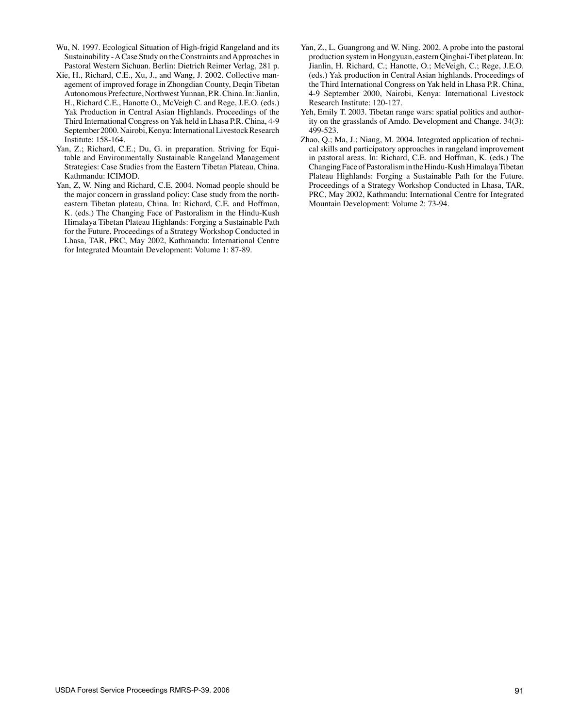Wu, N. 1997. Ecological Situation of High-frigid Rangeland and its Sustainability - A Case Study on the Constraints and Approaches in Pastoral Western Sichuan. Berlin: Dietrich Reimer Verlag, 281 p.

Xie, H., Richard, C.E., Xu, J., and Wang, J. 2002. Collective management of improved forage in Zhongdian County, Deqin Tibetan Autonomous Prefecture, Northwest Yunnan, P.R. China. In: Jianlin, H., Richard C.E., Hanotte O., McVeigh C. and Rege, J.E.O. (eds.) Yak Production in Central Asian Highlands. Proceedings of the Third International Congress on Yak held in Lhasa P.R. China, 4-9 September 2000. Nairobi, Kenya: International Livestock Research Institute: 158-164.

Yan, Z.; Richard, C.E.; Du, G. in preparation. Striving for Equitable and Environmentally Sustainable Rangeland Management Strategies: Case Studies from the Eastern Tibetan Plateau, China. Kathmandu: ICIMOD.

Yan, Z, W. Ning and Richard, C.E. 2004. Nomad people should be the major concern in grassland policy: Case study from the northeastern Tibetan plateau, China. In: Richard, C.E. and Hoffman, K. (eds.) The Changing Face of Pastoralism in the Hindu-Kush Himalaya Tibetan Plateau Highlands: Forging a Sustainable Path for the Future. Proceedings of a Strategy Workshop Conducted in Lhasa, TAR, PRC, May 2002, Kathmandu: International Centre for Integrated Mountain Development: Volume 1: 87-89.

Yan, Z., L. Guangrong and W. Ning. 2002. A probe into the pastoral production system in Hongyuan, eastern Qinghai-Tibet plateau. In: Jianlin, H. Richard, C.; Hanotte, O.; McVeigh, C.; Rege, J.E.O. (eds.) Yak production in Central Asian highlands. Proceedings of the Third International Congress on Yak held in Lhasa P.R. China, 4-9 September 2000, Nairobi, Kenya: International Livestock Research Institute: 120-127.

Yeh, Emily T. 2003. Tibetan range wars: spatial politics and authority on the grasslands of Amdo. Development and Change. 34(3): 499-523.

Zhao, Q.; Ma, J.; Niang, M. 2004. Integrated application of technical skills and participatory approaches in rangeland improvement in pastoral areas. In: Richard, C.E. and Hoffman, K. (eds.) The Changing Face of Pastoralism in the Hindu-Kush Himalaya Tibetan Plateau Highlands: Forging a Sustainable Path for the Future. Proceedings of a Strategy Workshop Conducted in Lhasa, TAR, PRC, May 2002, Kathmandu: International Centre for Integrated Mountain Development: Volume 2: 73-94.